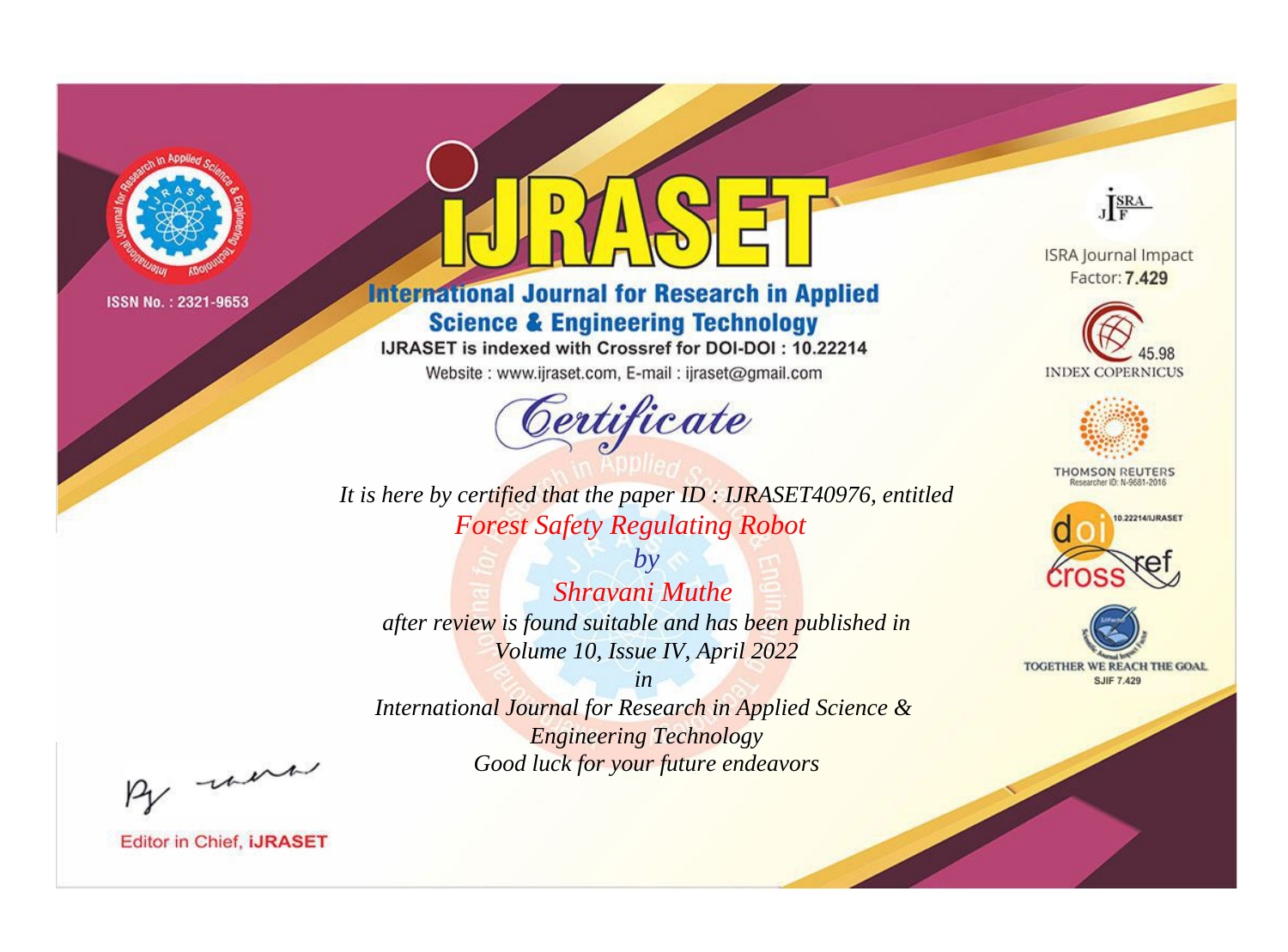ISSN No. : 2321-9653

# iJRASET

## International Journal for Research in Applied Science & Engineering Technology

IJRASET is indexed with Crossref for DOI-DOI : 10.22214

Website : www.ijraset.com, E-mail : ijraset@gmail.com

ISRA Journal Impact Factor: **7.429**

45.98 INDEX COPERNICUS

THOMSON REUTERS Researcher ID: N-9681-2016

10.22214/IJRASET

TOGETHER WE REACH THE GOAL SJIF 7.429

# *Certificate*

*It is here by certified that the paper ID : IJRASET40976, entitled*

*Forest Safety Regulating Robot*

*by*

*Shravani Muthe*

*after review is found suitable and has been published in*

*Volume 10, Issue IV, April 2022*

*in*

*International Journal for Research in Applied Science & Engineering Technology*

*Good luck for your future endeavors*

Editor in Chief, **iJRASET**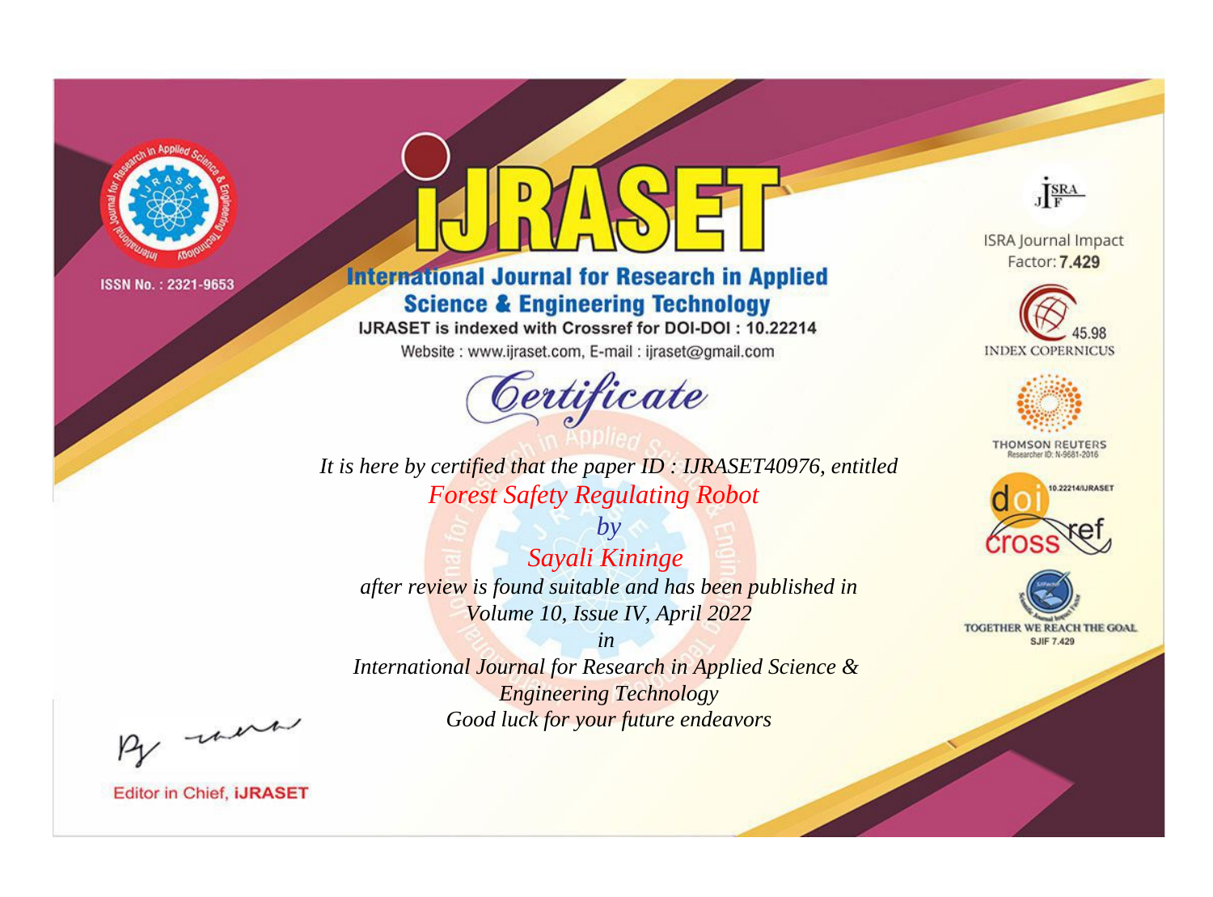ISSN No. : 2321-9653

# iJRASET

## International Journal for Research in Applied Science & Engineering Technology

IJRASET is indexed with Crossref for DOI-DOI : 10.22214

Website : www.ijraset.com, E-mail : ijraset@gmail.com

# Certificate

*It is here by certified that the paper ID : IJRASET40976, entitled*

*Forest Safety Regulating Robot*

*by*

*Sayali Kininge*

*after review is found suitable and has been published in*

*Volume 10, Issue IV, April 2022*

*in*

*International Journal for Research in Applied Science & Engineering Technology*

*Good luck for your future endeavors*

ISRA Journal Impact Factor: **7.429**

45.98 INDEX COPERNICUS

THOMSON REUTERS Researcher ID: N-9681-2016

10.22214/IJRASET

TOGETHER WE REACH THE GOAL SJIF 7.429

Editor in Chief, **iJRASET**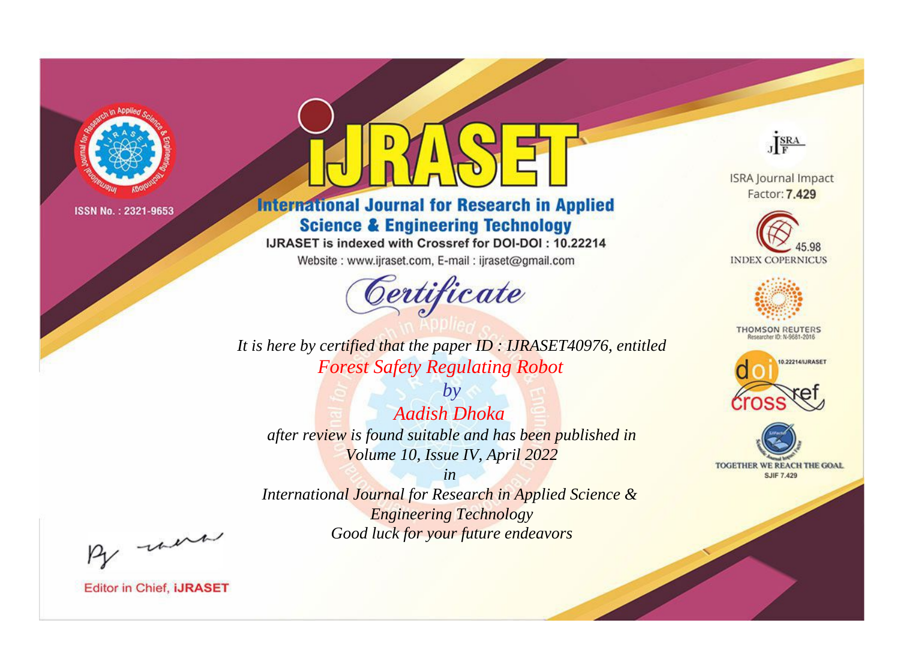ISSN No. : 2321-9653

# IJRASET

## International Journal for Research in Applied Science & Engineering Technology

IJRASET is indexed with Crossref for DOI-DOI : 10.22214

Website : www.ijraset.com, E-mail : ijraset@gmail.com

ISRA Journal Impact Factor: **7.429**

45.98 INDEX COPERNICUS

THOMSON REUTERS Researcher ID: N-9681-2016

10.22214/IJRASET

TOGETHER WE REACH THE GOAL SJIF 7.429

## *Certificate*

*It is here by certified that the paper ID : IJRASET40976, entitled*

*Forest Safety Regulating Robot*

*by*

*Aadish Dhoka*

*after review is found suitable and has been published in*

*Volume 10, Issue IV, April 2022*

*in*

*International Journal for Research in Applied Science & Engineering Technology*

*Good luck for your future endeavors*

Editor in Chief, **iJRASET**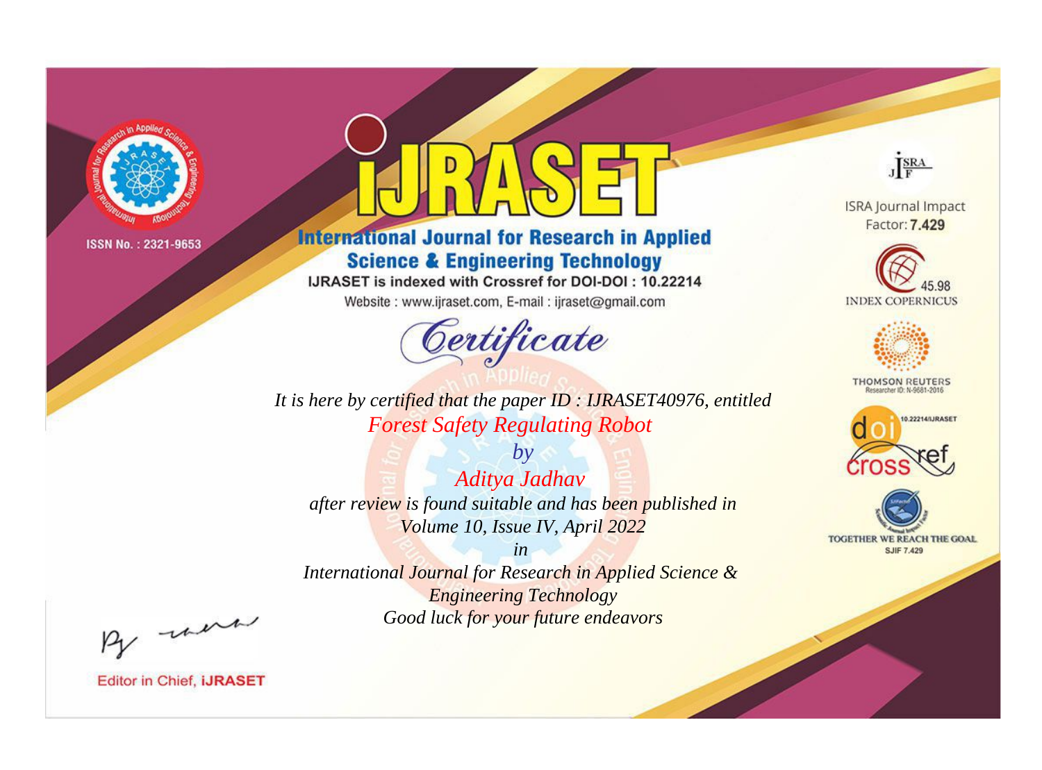ISSN No. : 2321-9653

# IJRASET

## International Journal for Research in Applied Science & Engineering Technology

IJRASET is indexed with Crossref for DOI-DOI : 10.22214

Website : www.ijraset.com, E-mail : ijraset@gmail.com

*Certificate*

*It is here by certified that the paper ID : IJRASET40976, entitled*

*Forest Safety Regulating Robot*

*by*

*Aditya Jadhav*

*after review is found suitable and has been published in*

*Volume 10, Issue IV, April 2022*

*in*

*International Journal for Research in Applied Science & Engineering Technology*

*Good luck for your future endeavors*

ISRA Journal Impact Factor: **7.429**

45.98 INDEX COPERNICUS

THOMSON REUTERS

Researcher ID: N-9681-2016

10.22214/IJRASET

TOGETHER WE REACH THE GOAL

SJIF 7.429

Editor in Chief, **iJRASET**